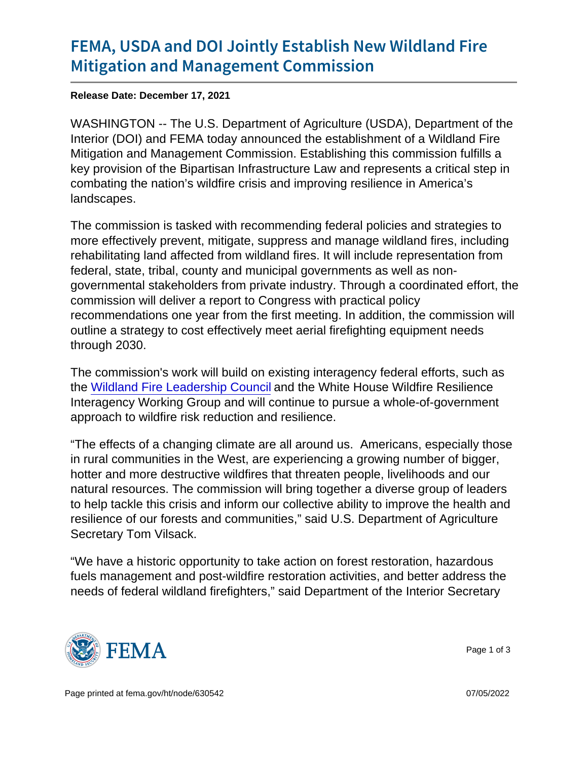# FEMA, USDA and DOI Jointly Establish New Wildland Fire Mitigation and Management Commission

**Release Date: December 17, 2021**

WASHINGTON -- The U.S. Department of Agriculture (USDA), Department of the Interior (DOI) and FEMA today announced the establishment of a Wildland Fire Mitigation and Management Commission. Establishing this commission fulfills a key provision of the Bipartisan Infrastructure Law and represents a critical step in combating the nation's wildfire crisis and improving resilience in America's landscapes.

The commission is tasked with recommending federal policies and strategies to more effectively prevent, mitigate, suppress and manage wildland fires, including rehabilitating land affected from wildland fires. It will include representation from federal, state, tribal, county and municipal governments as well as non-governmental stakeholders from private industry. Through a coordinated effort, the commission will deliver a report to Congress with practical policy recommendations one year from the first meeting. In addition, the commission will outline a strategy to cost effectively meet aerial firefighting equipment needs through 2030.

The commission's work will build on existing interagency federal efforts, such as the Wildland Fire Leadership Council and the White House Wildfire Resilience Interagency Working Group and will continue to pursue a whole-of-government approach to wildfire risk reduction and resilience.

"The effects of a changing climate are all around us. Americans, especially those in rural communities in the West, are experiencing a growing number of bigger, hotter and more destructive wildfires that threaten people, livelihoods and our natural resources. The commission will bring together a diverse group of leaders to help tackle this crisis and inform our collective ability to improve the health and resilience of our forests and communities," said U.S. Department of Agriculture Secretary Tom Vilsack.

"We have a historic opportunity to take action on forest restoration, hazardous fuels management and post-wildfire restoration activities, and better address the needs of federal wildland firefighters," said Department of the Interior Secretary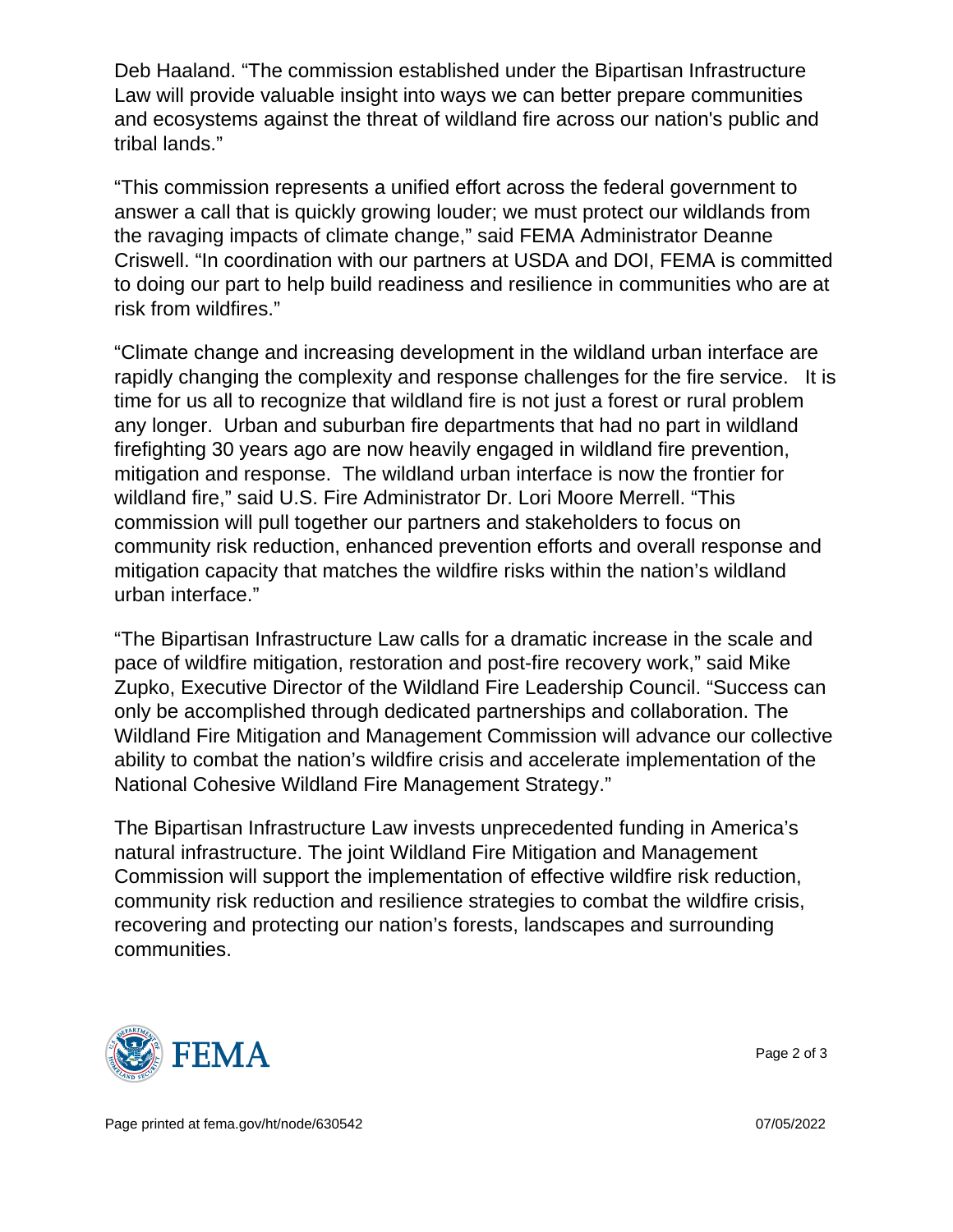Deb Haaland. “The commission established under the Bipartisan Infrastructure Law will provide valuable insight into ways we can better prepare communities and ecosystems against the threat of wildland fire across our nation's public and tribal lands.”

“This commission represents a unified effort across the federal government to answer a call that is quickly growing louder; we must protect our wildlands from the ravaging impacts of climate change,” said FEMA Administrator Deanne Criswell. “In coordination with our partners at USDA and DOI, FEMA is committed to doing our part to help build readiness and resilience in communities who are at risk from wildfires.”

“Climate change and increasing development in the wildland urban interface are rapidly changing the complexity and response challenges for the fire service. It is time for us all to recognize that wildland fire is not just a forest or rural problem any longer. Urban and suburban fire departments that had no part in wildland firefighting 30 years ago are now heavily engaged in wildland fire prevention, mitigation and response. The wildland urban interface is now the frontier for wildland fire,” said U.S. Fire Administrator Dr. Lori Moore Merrell. “This commission will pull together our partners and stakeholders to focus on community risk reduction, enhanced prevention efforts and overall response and mitigation capacity that matches the wildfire risks within the nation’s wildland urban interface.”

“The Bipartisan Infrastructure Law calls for a dramatic increase in the scale and pace of wildfire mitigation, restoration and post-fire recovery work,” said Mike Zupko, Executive Director of the Wildland Fire Leadership Council. “Success can only be accomplished through dedicated partnerships and collaboration. The Wildland Fire Mitigation and Management Commission will advance our collective ability to combat the nation’s wildfire crisis and accelerate implementation of the National Cohesive Wildland Fire Management Strategy.”

The Bipartisan Infrastructure Law invests unprecedented funding in America’s natural infrastructure. The joint Wildland Fire Mitigation and Management Commission will support the implementation of effective wildfire risk reduction, community risk reduction and resilience strategies to combat the wildfire crisis, recovering and protecting our nation’s forests, landscapes and surrounding communities.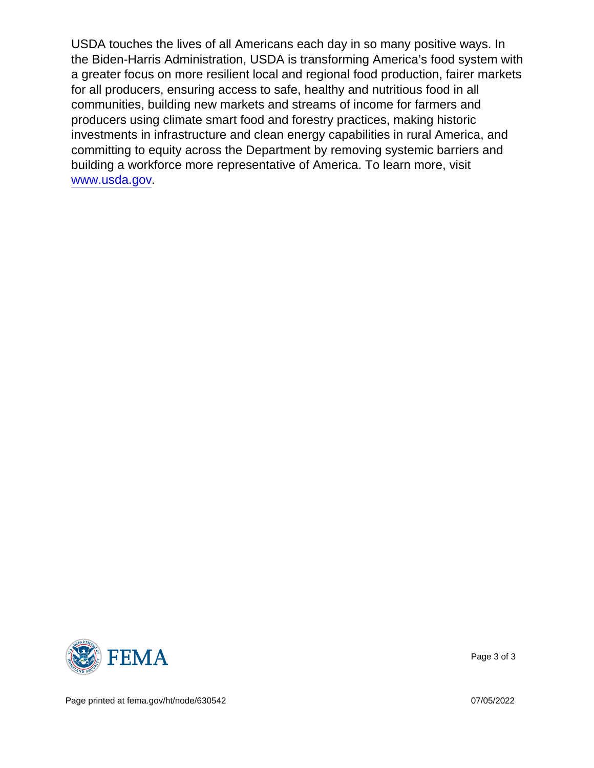USDA touches the lives of all Americans each day in so many positive ways. In the Biden-Harris Administration, USDA is transforming America's food system with a greater focus on more resilient local and regional food production, fairer markets for all producers, ensuring access to safe, healthy and nutritious food in all communities, building new markets and streams of income for farmers and producers using climate smart food and forestry practices, making historic investments in infrastructure and clean energy capabilities in rural America, and committing to equity across the Department by removing systemic barriers and building a workforce more representative of America. To learn more, visit [www.usda.gov](http://www.usda.gov).